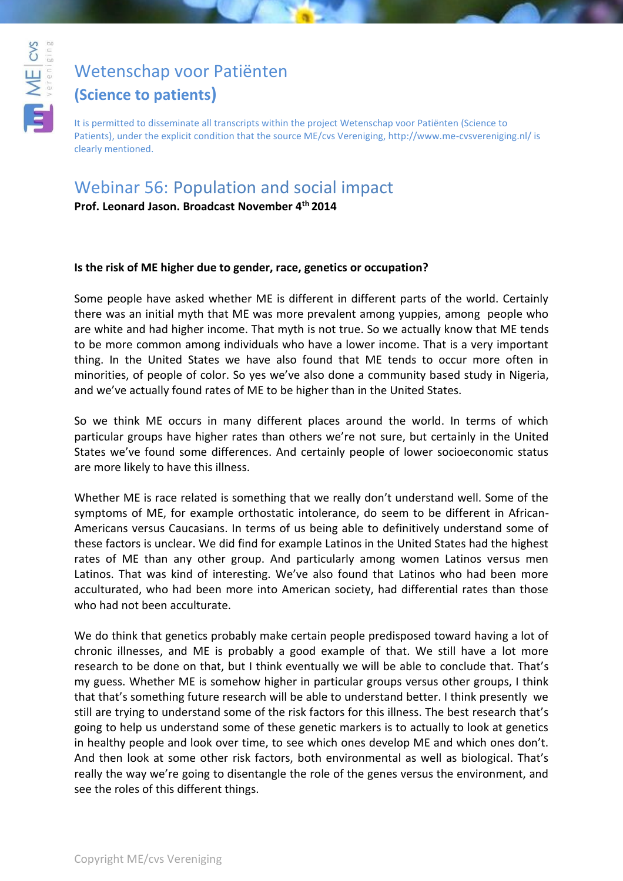# Wetenschap voor Patiënten
## (Science to patients)

It is permitted to disseminate all transcripts within the project Wetenschap voor Patiënten (Science to Patients), under the explicit condition that the source ME/cvs Vereniging, http://www.me-cvsvereniging.nl/ is clearly mentioned.

## Webinar 56: Population and social impact

**Prof. Leonard Jason. Broadcast November 4th 2014**

**Is the risk of ME higher due to gender, race, genetics or occupation?**

Some people have asked whether ME is different in different parts of the world. Certainly there was an initial myth that ME was more prevalent among yuppies, among people who are white and had higher income. That myth is not true. So we actually know that ME tends to be more common among individuals who have a lower income. That is a very important thing. In the United States we have also found that ME tends to occur more often in minorities, of people of color. So yes we've also done a community based study in Nigeria, and we've actually found rates of ME to be higher than in the United States.

So we think ME occurs in many different places around the world. In terms of which particular groups have higher rates than others we're not sure, but certainly in the United States we've found some differences. And certainly people of lower socioeconomic status are more likely to have this illness.

Whether ME is race related is something that we really don't understand well. Some of the symptoms of ME, for example orthostatic intolerance, do seem to be different in African-Americans versus Caucasians. In terms of us being able to definitively understand some of these factors is unclear. We did find for example Latinos in the United States had the highest rates of ME than any other group. And particularly among women Latinos versus men Latinos. That was kind of interesting. We've also found that Latinos who had been more acculturated, who had been more into American society, had differential rates than those who had not been acculturate.

We do think that genetics probably make certain people predisposed toward having a lot of chronic illnesses, and ME is probably a good example of that. We still have a lot more research to be done on that, but I think eventually we will be able to conclude that. That's my guess. Whether ME is somehow higher in particular groups versus other groups, I think that that's something future research will be able to understand better. I think presently we still are trying to understand some of the risk factors for this illness. The best research that's going to help us understand some of these genetic markers is to actually to look at genetics in healthy people and look over time, to see which ones develop ME and which ones don't. And then look at some other risk factors, both environmental as well as biological. That's really the way we're going to disentangle the role of the genes versus the environment, and see the roles of this different things.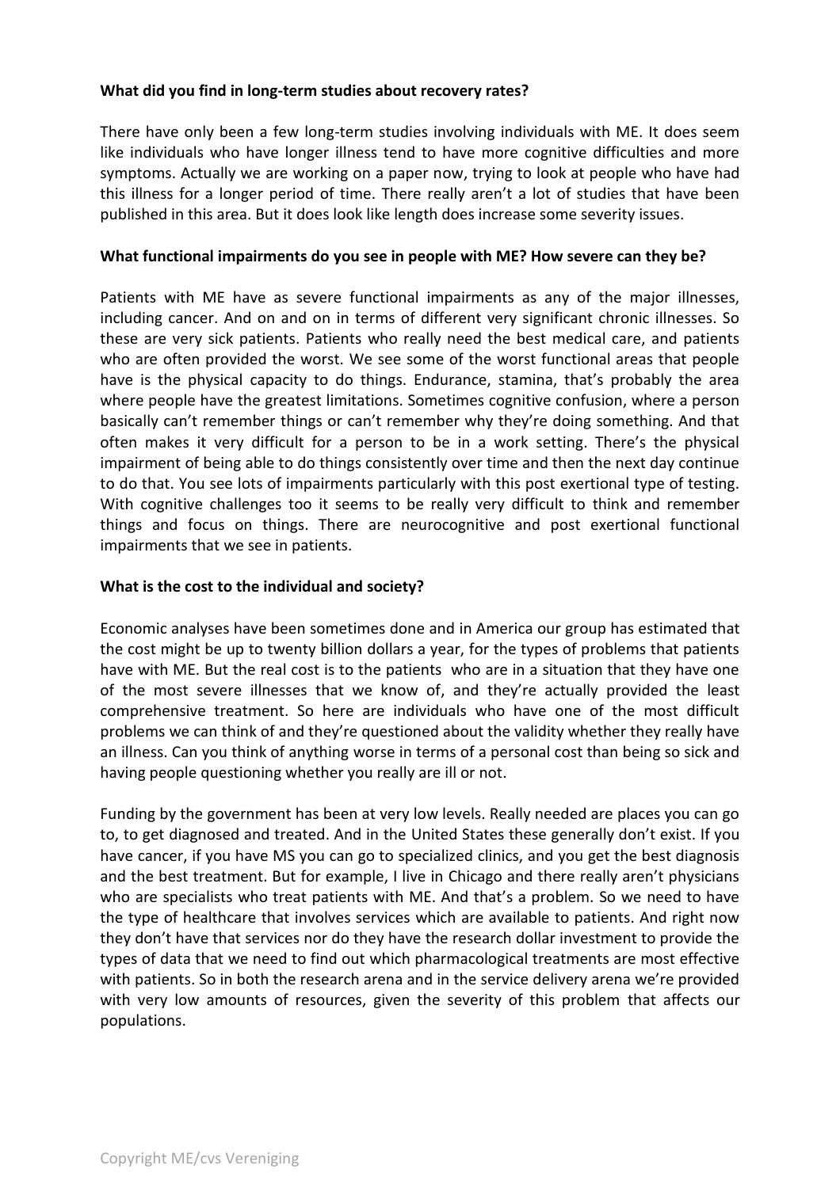**What did you find in long-term studies about recovery rates?**

There have only been a few long-term studies involving individuals with ME. It does seem like individuals who have longer illness tend to have more cognitive difficulties and more symptoms. Actually we are working on a paper now, trying to look at people who have had this illness for a longer period of time. There really aren't a lot of studies that have been published in this area. But it does look like length does increase some severity issues.

**What functional impairments do you see in people with ME? How severe can they be?**

Patients with ME have as severe functional impairments as any of the major illnesses, including cancer. And on and on in terms of different very significant chronic illnesses. So these are very sick patients. Patients who really need the best medical care, and patients who are often provided the worst. We see some of the worst functional areas that people have is the physical capacity to do things. Endurance, stamina, that's probably the area where people have the greatest limitations. Sometimes cognitive confusion, where a person basically can't remember things or can't remember why they're doing something. And that often makes it very difficult for a person to be in a work setting. There's the physical impairment of being able to do things consistently over time and then the next day continue to do that. You see lots of impairments particularly with this post exertional type of testing. With cognitive challenges too it seems to be really very difficult to think and remember things and focus on things. There are neurocognitive and post exertional functional impairments that we see in patients.

**What is the cost to the individual and society?**

Economic analyses have been sometimes done and in America our group has estimated that the cost might be up to twenty billion dollars a year, for the types of problems that patients have with ME. But the real cost is to the patients who are in a situation that they have one of the most severe illnesses that we know of, and they're actually provided the least comprehensive treatment. So here are individuals who have one of the most difficult problems we can think of and they're questioned about the validity whether they really have an illness. Can you think of anything worse in terms of a personal cost than being so sick and having people questioning whether you really are ill or not.

Funding by the government has been at very low levels. Really needed are places you can go to, to get diagnosed and treated. And in the United States these generally don't exist. If you have cancer, if you have MS you can go to specialized clinics, and you get the best diagnosis and the best treatment. But for example, I live in Chicago and there really aren't physicians who are specialists who treat patients with ME. And that's a problem. So we need to have the type of healthcare that involves services which are available to patients. And right now they don't have that services nor do they have the research dollar investment to provide the types of data that we need to find out which pharmacological treatments are most effective with patients. So in both the research arena and in the service delivery arena we're provided with very low amounts of resources, given the severity of this problem that affects our populations.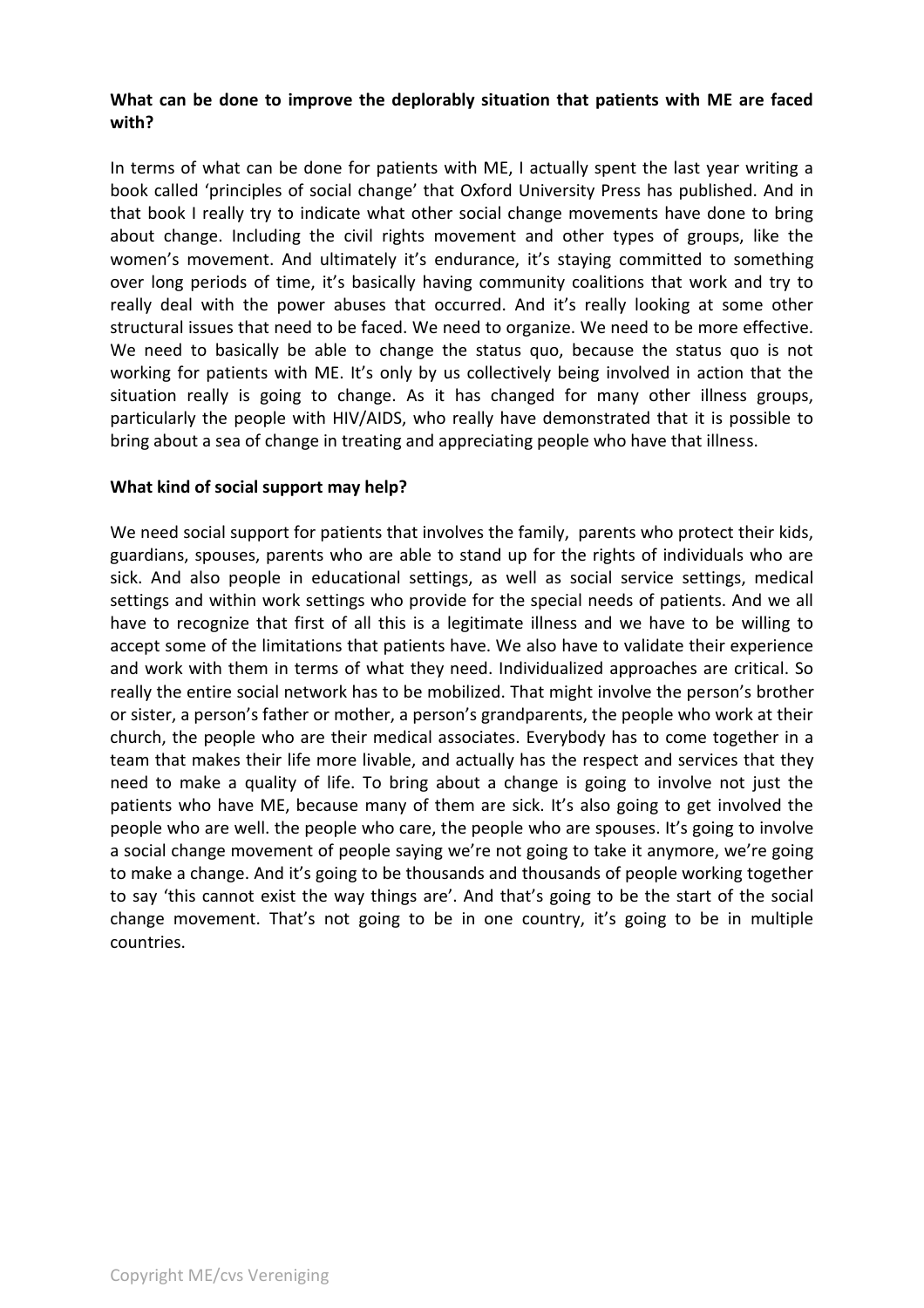**What can be done to improve the deplorably situation that patients with ME are faced with?**

In terms of what can be done for patients with ME, I actually spent the last year writing a book called 'principles of social change' that Oxford University Press has published. And in that book I really try to indicate what other social change movements have done to bring about change. Including the civil rights movement and other types of groups, like the women's movement. And ultimately it's endurance, it's staying committed to something over long periods of time, it's basically having community coalitions that work and try to really deal with the power abuses that occurred. And it's really looking at some other structural issues that need to be faced. We need to organize. We need to be more effective. We need to basically be able to change the status quo, because the status quo is not working for patients with ME. It's only by us collectively being involved in action that the situation really is going to change. As it has changed for many other illness groups, particularly the people with HIV/AIDS, who really have demonstrated that it is possible to bring about a sea of change in treating and appreciating people who have that illness.

**What kind of social support may help?**

We need social support for patients that involves the family, parents who protect their kids, guardians, spouses, parents who are able to stand up for the rights of individuals who are sick. And also people in educational settings, as well as social service settings, medical settings and within work settings who provide for the special needs of patients. And we all have to recognize that first of all this is a legitimate illness and we have to be willing to accept some of the limitations that patients have. We also have to validate their experience and work with them in terms of what they need. Individualized approaches are critical. So really the entire social network has to be mobilized. That might involve the person's brother or sister, a person's father or mother, a person's grandparents, the people who work at their church, the people who are their medical associates. Everybody has to come together in a team that makes their life more livable, and actually has the respect and services that they need to make a quality of life. To bring about a change is going to involve not just the patients who have ME, because many of them are sick. It's also going to get involved the people who are well. the people who care, the people who are spouses. It's going to involve a social change movement of people saying we're not going to take it anymore, we're going to make a change. And it's going to be thousands and thousands of people working together to say 'this cannot exist the way things are'. And that's going to be the start of the social change movement. That's not going to be in one country, it's going to be in multiple countries.

Copyright ME/cvs Vereniging